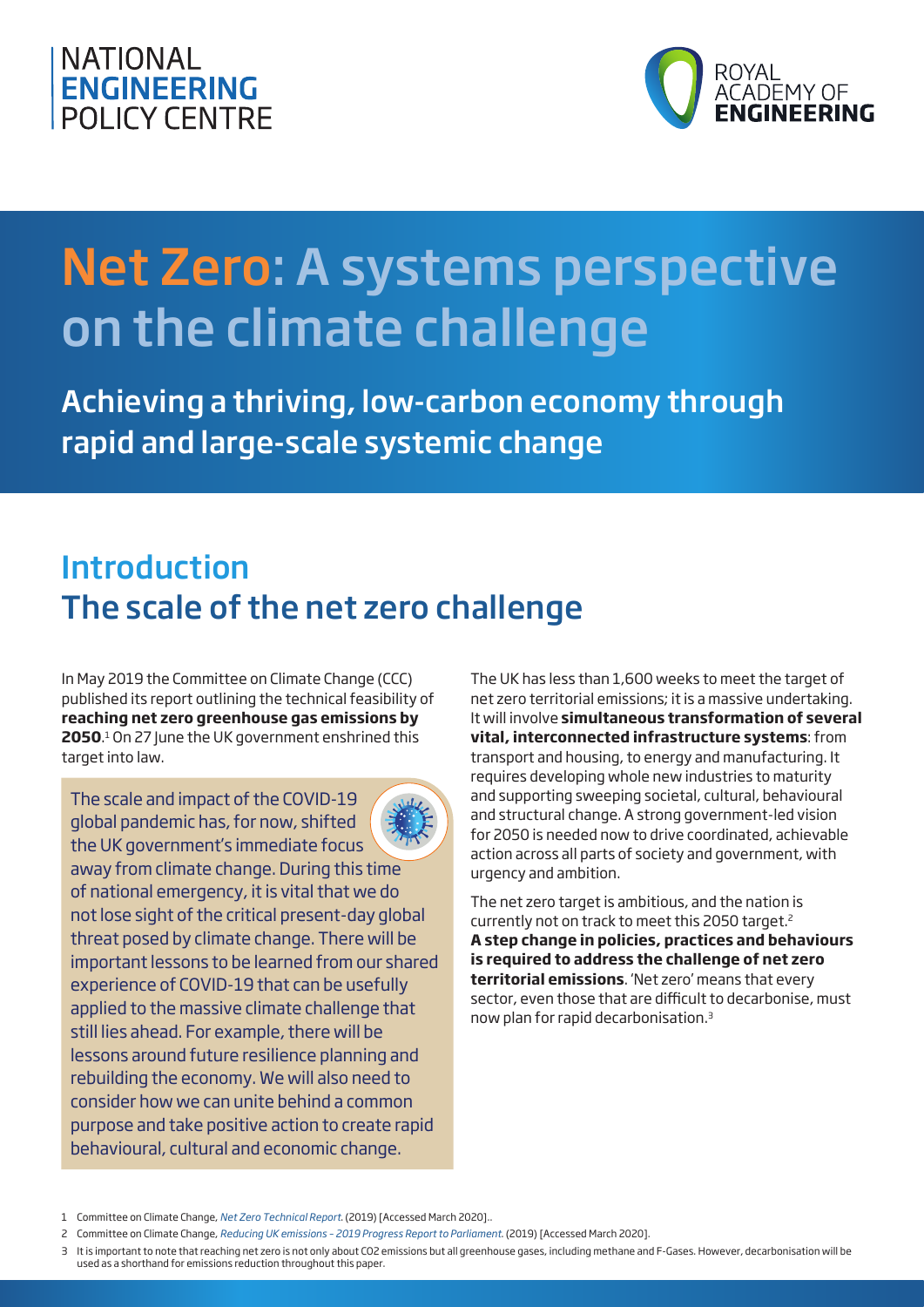NATIONAL ENGINEERING POLICY CENTRE

ROYAL ACADEMY OF ENGINEERING

# Net Zero: A systems perspective on the climate challenge

## Achieving a thriving, low-carbon economy through rapid and large-scale systemic change

## Introduction
## The scale of the net zero challenge

In May 2019 the Committee on Climate Change (CCC) published its report outlining the technical feasibility of **reaching net zero greenhouse gas emissions by 2050**.[1] On 27 June the UK government enshrined this target into law.

> The scale and impact of the COVID-19 global pandemic has, for now, shifted the UK government's immediate focus away from climate change. During this time of national emergency, it is vital that we do not lose sight of the critical present-day global threat posed by climate change. There will be important lessons to be learned from our shared experience of COVID-19 that can be usefully applied to the massive climate challenge that still lies ahead. For example, there will be lessons around future resilience planning and rebuilding the economy. We will also need to consider how we can unite behind a common purpose and take positive action to create rapid behavioural, cultural and economic change.

The UK has less than 1,600 weeks to meet the target of net zero territorial emissions; it is a massive undertaking. It will involve **simultaneous transformation of several vital, interconnected infrastructure systems**: from transport and housing, to energy and manufacturing. It requires developing whole new industries to maturity and supporting sweeping societal, cultural, behavioural and structural change. A strong government-led vision for 2050 is needed now to drive coordinated, achievable action across all parts of society and government, with urgency and ambition.

The net zero target is ambitious, and the nation is currently not on track to meet this 2050 target.[2] **A step change in policies, practices and behaviours is required to address the challenge of net zero territorial emissions**. 'Net zero' means that every sector, even those that are difficult to decarbonise, must now plan for rapid decarbonisation.[3]

1 Committee on Climate Change, *Net Zero Technical Report*. (2019) [Accessed March 2020]..

2 Committee on Climate Change, *Reducing UK emissions – 2019 Progress Report to Parliament*. (2019) [Accessed March 2020].

3 It is important to note that reaching net zero is not only about CO2 emissions but all greenhouse gases, including methane and F-Gases. However, decarbonisation will be used as a shorthand for emissions reduction throughout this paper.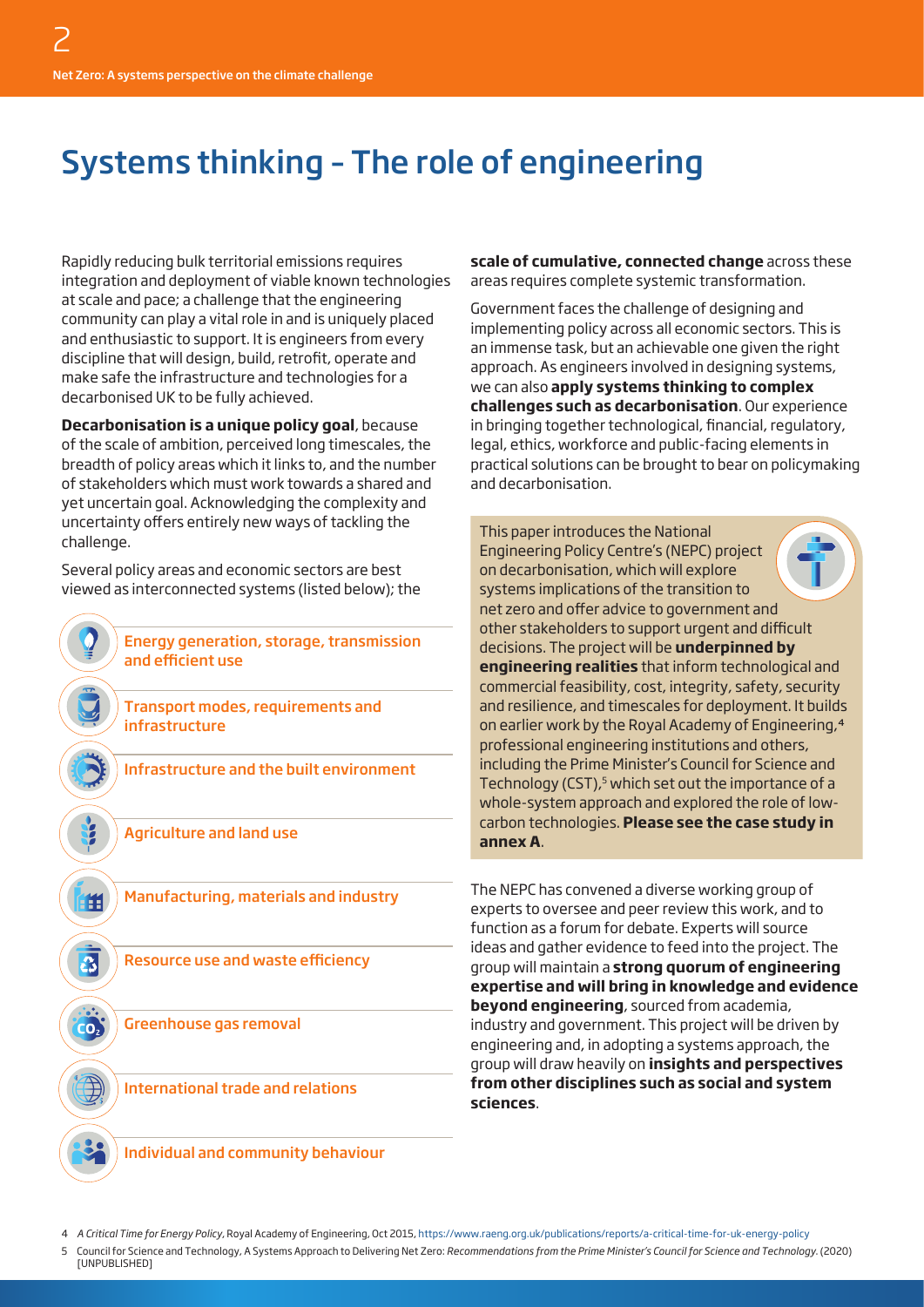# Systems thinking – The role of engineering

Rapidly reducing bulk territorial emissions requires integration and deployment of viable known technologies at scale and pace; a challenge that the engineering community can play a vital role in and is uniquely placed and enthusiastic to support. It is engineers from every discipline that will design, build, retrofit, operate and make safe the infrastructure and technologies for a decarbonised UK to be fully achieved.

**Decarbonisation is a unique policy goal**, because of the scale of ambition, perceived long timescales, the breadth of policy areas which it links to, and the number of stakeholders which must work towards a shared and yet uncertain goal. Acknowledging the complexity and uncertainty offers entirely new ways of tackling the challenge.

Several policy areas and economic sectors are best viewed as interconnected systems (listed below); the **scale of cumulative, connected change** across these areas requires complete systemic transformation.

- Energy generation, storage, transmission and efficient use
- Transport modes, requirements and infrastructure
- Infrastructure and the built environment
- Agriculture and land use
- Manufacturing, materials and industry
- Resource use and waste efficiency
- Greenhouse gas removal
- International trade and relations
- Individual and community behaviour

Government faces the challenge of designing and implementing policy across all economic sectors. This is an immense task, but an achievable one given the right approach. As engineers involved in designing systems, we can also **apply systems thinking to complex challenges such as decarbonisation**. Our experience in bringing together technological, financial, regulatory, legal, ethics, workforce and public-facing elements in practical solutions can be brought to bear on policymaking and decarbonisation.

This paper introduces the National Engineering Policy Centre's (NEPC) project on decarbonisation, which will explore systems implications of the transition to net zero and offer advice to government and other stakeholders to support urgent and difficult decisions. The project will be **underpinned by engineering realities** that inform technological and commercial feasibility, cost, integrity, safety, security and resilience, and timescales for deployment. It builds on earlier work by the Royal Academy of Engineering,[4] professional engineering institutions and others, including the Prime Minister's Council for Science and Technology (CST),[5] which set out the importance of a whole-system approach and explored the role of low-carbon technologies. **Please see the case study in annex A**.

The NEPC has convened a diverse working group of experts to oversee and peer review this work, and to function as a forum for debate. Experts will source ideas and gather evidence to feed into the project. The group will maintain a **strong quorum of engineering expertise and will bring in knowledge and evidence beyond engineering**, sourced from academia, industry and government. This project will be driven by engineering and, in adopting a systems approach, the group will draw heavily on **insights and perspectives from other disciplines such as social and system sciences**.

4 *A Critical Time for Energy Policy*, Royal Academy of Engineering, Oct 2015, https://www.raeng.org.uk/publications/reports/a-critical-time-for-uk-energy-policy

5 Council for Science and Technology, A Systems Approach to Delivering Net Zero: *Recommendations from the Prime Minister's Council for Science and Technology*. (2020) [UNPUBLISHED]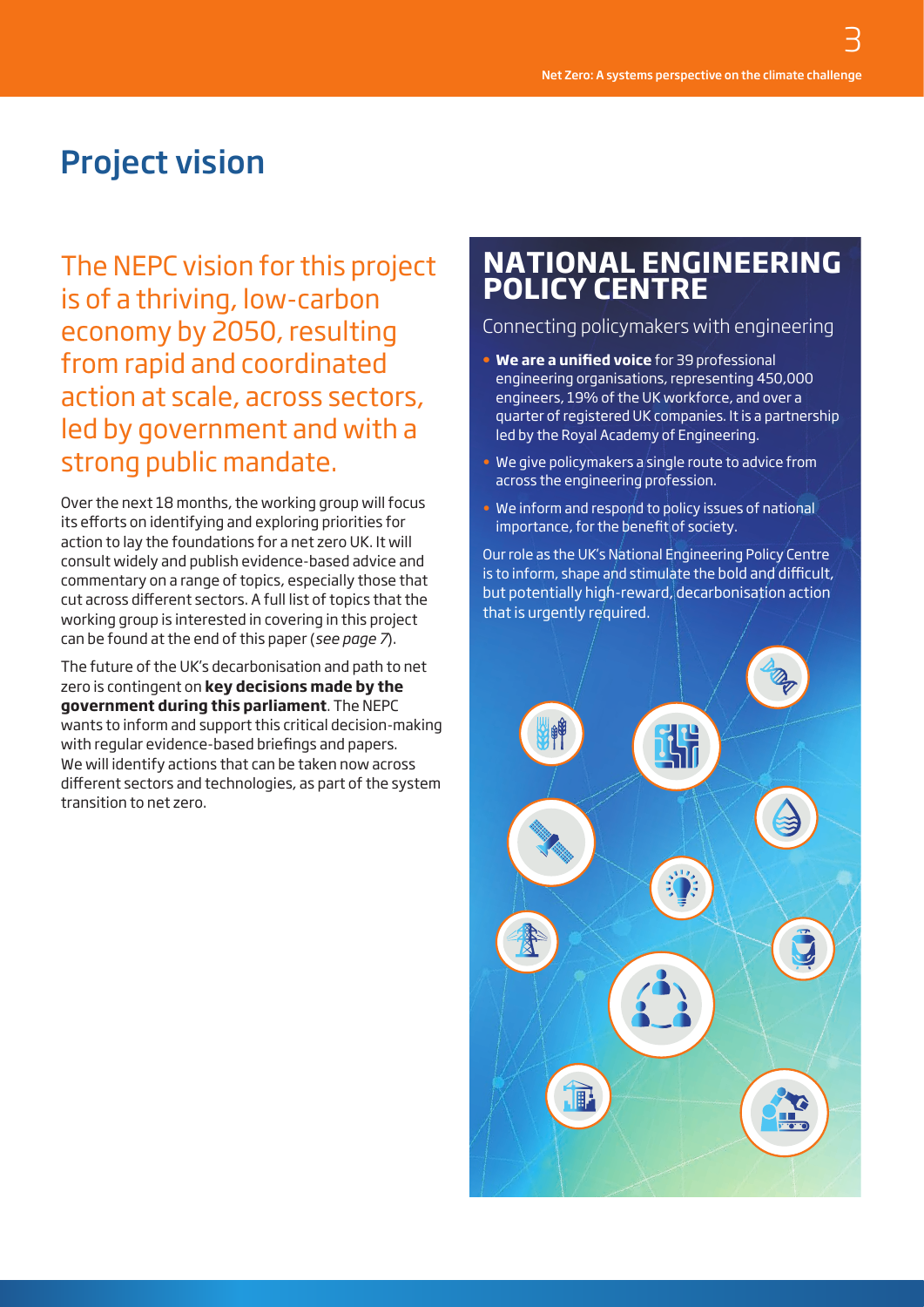# Project vision

The NEPC vision for this project is of a thriving, low-carbon economy by 2050, resulting from rapid and coordinated action at scale, across sectors, led by government and with a strong public mandate.

Over the next 18 months, the working group will focus its efforts on identifying and exploring priorities for action to lay the foundations for a net zero UK. It will consult widely and publish evidence-based advice and commentary on a range of topics, especially those that cut across different sectors. A full list of topics that the working group is interested in covering in this project can be found at the end of this paper (*see page 7*).

The future of the UK's decarbonisation and path to net zero is contingent on **key decisions made by the government during this parliament**. The NEPC wants to inform and support this critical decision-making with regular evidence-based briefings and papers. We will identify actions that can be taken now across different sectors and technologies, as part of the system transition to net zero.

## NATIONAL ENGINEERING POLICY CENTRE

Connecting policymakers with engineering

- **We are a unified voice** for 39 professional engineering organisations, representing 450,000 engineers, 19% of the UK workforce, and over a quarter of registered UK companies. It is a partnership led by the Royal Academy of Engineering.
- We give policymakers a single route to advice from across the engineering profession.
- We inform and respond to policy issues of national importance, for the benefit of society.

Our role as the UK's National Engineering Policy Centre is to inform, shape and stimulate the bold and difficult, but potentially high-reward, decarbonisation action that is urgently required.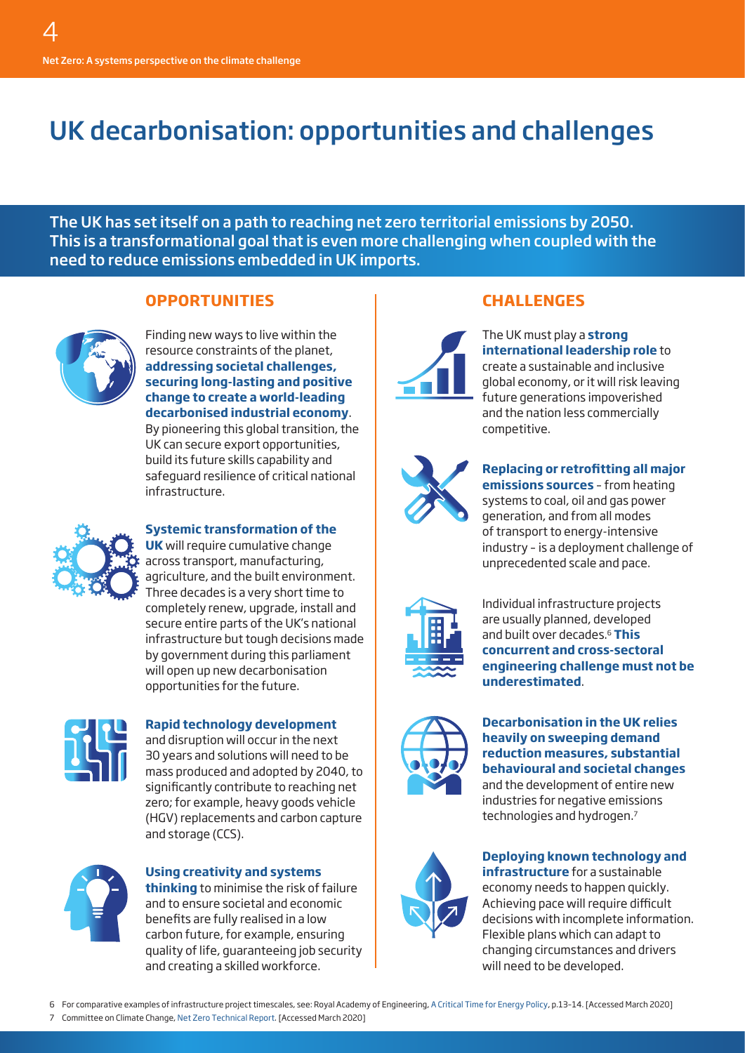# UK decarbonisation: opportunities and challenges

**The UK has set itself on a path to reaching net zero territorial emissions by 2050. This is a transformational goal that is even more challenging when coupled with the need to reduce emissions embedded in UK imports.**

## OPPORTUNITIES

Finding new ways to live within the resource constraints of the planet, **addressing societal challenges, securing long-lasting and positive change to create a world-leading decarbonised industrial economy**. By pioneering this global transition, the UK can secure export opportunities, build its future skills capability and safeguard resilience of critical national infrastructure.

**Systemic transformation of the UK** will require cumulative change across transport, manufacturing, agriculture, and the built environment. Three decades is a very short time to completely renew, upgrade, install and secure entire parts of the UK's national infrastructure but tough decisions made by government during this parliament will open up new decarbonisation opportunities for the future.

**Rapid technology development** and disruption will occur in the next 30 years and solutions will need to be mass produced and adopted by 2040, to significantly contribute to reaching net zero; for example, heavy goods vehicle (HGV) replacements and carbon capture and storage (CCS).

**Using creativity and systems thinking** to minimise the risk of failure and to ensure societal and economic benefits are fully realised in a low carbon future, for example, ensuring quality of life, guaranteeing job security and creating a skilled workforce.

## CHALLENGES

The UK must play a **strong international leadership role** to create a sustainable and inclusive global economy, or it will risk leaving future generations impoverished and the nation less commercially competitive.

**Replacing or retrofitting all major emissions sources** – from heating systems to coal, oil and gas power generation, and from all modes of transport to energy-intensive industry – is a deployment challenge of unprecedented scale and pace.

Individual infrastructure projects are usually planned, developed and built over decades.[6] **This concurrent and cross-sectoral engineering challenge must not be underestimated**.

**Decarbonisation in the UK relies heavily on sweeping demand reduction measures, substantial behavioural and societal changes** and the development of entire new industries for negative emissions technologies and hydrogen.[7]

**Deploying known technology and infrastructure** for a sustainable economy needs to happen quickly. Achieving pace will require difficult decisions with incomplete information. Flexible plans which can adapt to changing circumstances and drivers will need to be developed.

---

6 For comparative examples of infrastructure project timescales, see: Royal Academy of Engineering, A Critical Time for Energy Policy, p.13–14. [Accessed March 2020]

7 Committee on Climate Change, Net Zero Technical Report. [Accessed March 2020]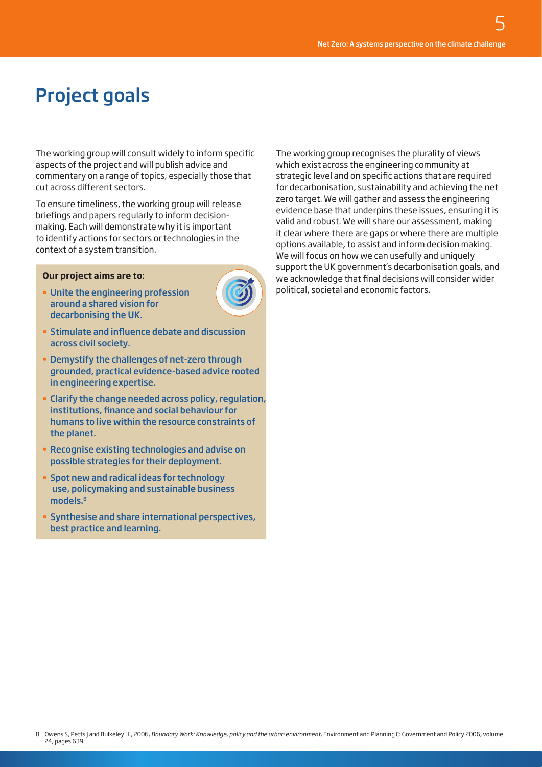# Project goals

The working group will consult widely to inform specific aspects of the project and will publish advice and commentary on a range of topics, especially those that cut across different sectors.

To ensure timeliness, the working group will release briefings and papers regularly to inform decision-making. Each will demonstrate why it is important to identify actions for sectors or technologies in the context of a system transition.

**Our project aims are to**:

- **Unite the engineering profession around a shared vision for decarbonising the UK.**
- **Stimulate and influence debate and discussion across civil society.**
- **Demystify the challenges of net-zero through grounded, practical evidence-based advice rooted in engineering expertise.**
- **Clarify the change needed across policy, regulation, institutions, finance and social behaviour for humans to live within the resource constraints of the planet.**
- **Recognise existing technologies and advise on possible strategies for their deployment.**
- **Spot new and radical ideas for technology use, policymaking and sustainable business models.[8]**
- **Synthesise and share international perspectives, best practice and learning.**

The working group recognises the plurality of views which exist across the engineering community at strategic level and on specific actions that are required for decarbonisation, sustainability and achieving the net zero target. We will gather and assess the engineering evidence base that underpins these issues, ensuring it is valid and robust. We will share our assessment, making it clear where there are gaps or where there are multiple options available, to assist and inform decision making. We will focus on how we can usefully and uniquely support the UK government's decarbonisation goals, and we acknowledge that final decisions will consider wider political, societal and economic factors.

8 Owens S, Petts J and Bulkeley H., 2006, *Boundary Work: Knowledge, policy and the urban environment*, Environment and Planning C: Government and Policy 2006, volume 24, pages 639.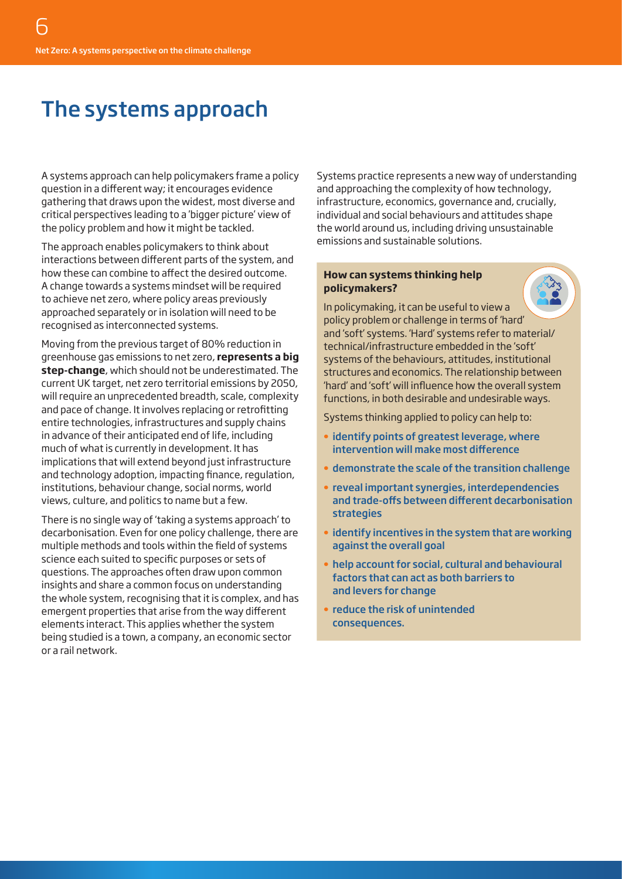# The systems approach

A systems approach can help policymakers frame a policy question in a different way; it encourages evidence gathering that draws upon the widest, most diverse and critical perspectives leading to a 'bigger picture' view of the policy problem and how it might be tackled.

The approach enables policymakers to think about interactions between different parts of the system, and how these can combine to affect the desired outcome. A change towards a systems mindset will be required to achieve net zero, where policy areas previously approached separately or in isolation will need to be recognised as interconnected systems.

Moving from the previous target of 80% reduction in greenhouse gas emissions to net zero, **represents a big step-change**, which should not be underestimated. The current UK target, net zero territorial emissions by 2050, will require an unprecedented breadth, scale, complexity and pace of change. It involves replacing or retrofitting entire technologies, infrastructures and supply chains in advance of their anticipated end of life, including much of what is currently in development. It has implications that will extend beyond just infrastructure and technology adoption, impacting finance, regulation, institutions, behaviour change, social norms, world views, culture, and politics to name but a few.

There is no single way of 'taking a systems approach' to decarbonisation. Even for one policy challenge, there are multiple methods and tools within the field of systems science each suited to specific purposes or sets of questions. The approaches often draw upon common insights and share a common focus on understanding the whole system, recognising that it is complex, and has emergent properties that arise from the way different elements interact. This applies whether the system being studied is a town, a company, an economic sector or a rail network.

Systems practice represents a new way of understanding and approaching the complexity of how technology, infrastructure, economics, governance and, crucially, individual and social behaviours and attitudes shape the world around us, including driving unsustainable emissions and sustainable solutions.

**How can systems thinking help policymakers?**

In policymaking, it can be useful to view a policy problem or challenge in terms of 'hard' and 'soft' systems. 'Hard' systems refer to material/technical/infrastructure embedded in the 'soft' systems of the behaviours, attitudes, institutional structures and economics. The relationship between 'hard' and 'soft' will influence how the overall system functions, in both desirable and undesirable ways.

Systems thinking applied to policy can help to:

- **identify points of greatest leverage, where intervention will make most difference**
- **demonstrate the scale of the transition challenge**
- **reveal important synergies, interdependencies and trade-offs between different decarbonisation strategies**
- **identify incentives in the system that are working against the overall goal**
- **help account for social, cultural and behavioural factors that can act as both barriers to and levers for change**
- **reduce the risk of unintended consequences.**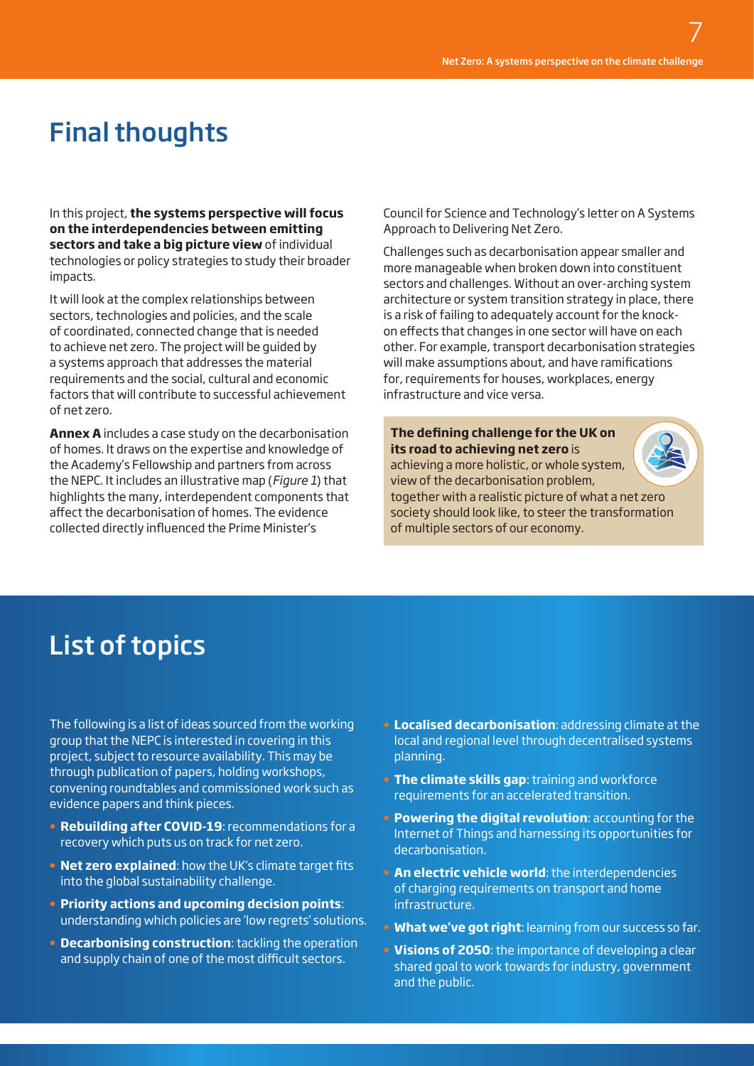## Final thoughts

In this project, **the systems perspective will focus on the interdependencies between emitting sectors and take a big picture view** of individual technologies or policy strategies to study their broader impacts.

It will look at the complex relationships between sectors, technologies and policies, and the scale of coordinated, connected change that is needed to achieve net zero. The project will be guided by a systems approach that addresses the material requirements and the social, cultural and economic factors that will contribute to successful achievement of net zero.

**Annex A** includes a case study on the decarbonisation of homes. It draws on the expertise and knowledge of the Academy's Fellowship and partners from across the NEPC. It includes an illustrative map (*Figure 1*) that highlights the many, interdependent components that affect the decarbonisation of homes. The evidence collected directly influenced the Prime Minister's Council for Science and Technology's letter on A Systems Approach to Delivering Net Zero.

Challenges such as decarbonisation appear smaller and more manageable when broken down into constituent sectors and challenges. Without an over-arching system architecture or system transition strategy in place, there is a risk of failing to adequately account for the knock-on effects that changes in one sector will have on each other. For example, transport decarbonisation strategies will make assumptions about, and have ramifications for, requirements for houses, workplaces, energy infrastructure and vice versa.

**The defining challenge for the UK on its road to achieving net zero** is achieving a more holistic, or whole system, view of the decarbonisation problem, together with a realistic picture of what a net zero society should look like, to steer the transformation of multiple sectors of our economy.

## List of topics

The following is a list of ideas sourced from the working group that the NEPC is interested in covering in this project, subject to resource availability. This may be through publication of papers, holding workshops, convening roundtables and commissioned work such as evidence papers and think pieces.

- **Rebuilding after COVID-19**: recommendations for a recovery which puts us on track for net zero.
- **Net zero explained**: how the UK's climate target fits into the global sustainability challenge.
- **Priority actions and upcoming decision points**: understanding which policies are 'low regrets' solutions.
- **Decarbonising construction**: tackling the operation and supply chain of one of the most difficult sectors.
- **Localised decarbonisation**: addressing climate at the local and regional level through decentralised systems planning.
- **The climate skills gap**: training and workforce requirements for an accelerated transition.
- **Powering the digital revolution**: accounting for the Internet of Things and harnessing its opportunities for decarbonisation.
- **An electric vehicle world**: the interdependencies of charging requirements on transport and home infrastructure.
- **What we've got right**: learning from our success so far.
- **Visions of 2050**: the importance of developing a clear shared goal to work towards for industry, government and the public.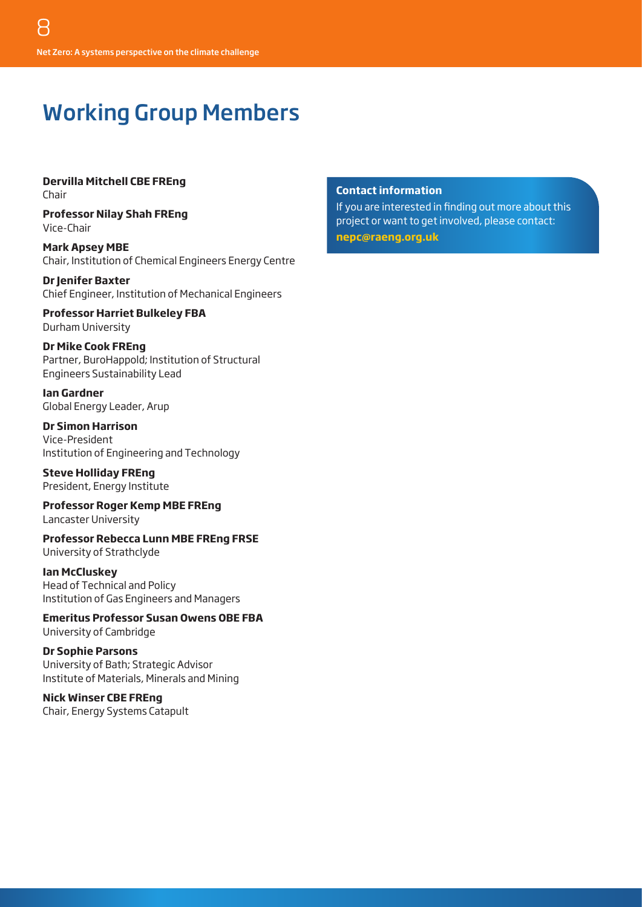# Working Group Members

**Dervilla Mitchell CBE FREng**
Chair

**Professor Nilay Shah FREng**
Vice-Chair

**Mark Apsey MBE**
Chair, Institution of Chemical Engineers Energy Centre

**Dr Jenifer Baxter**
Chief Engineer, Institution of Mechanical Engineers

**Professor Harriet Bulkeley FBA**
Durham University

**Dr Mike Cook FREng**
Partner, BuroHappold; Institution of Structural Engineers Sustainability Lead

**Ian Gardner**
Global Energy Leader, Arup

**Dr Simon Harrison**
Vice-President
Institution of Engineering and Technology

**Steve Holliday FREng**
President, Energy Institute

**Professor Roger Kemp MBE FREng**
Lancaster University

**Professor Rebecca Lunn MBE FREng FRSE**
University of Strathclyde

**Ian McCluskey**
Head of Technical and Policy
Institution of Gas Engineers and Managers

**Emeritus Professor Susan Owens OBE FBA**
University of Cambridge

**Dr Sophie Parsons**
University of Bath; Strategic Advisor
Institute of Materials, Minerals and Mining

**Nick Winser CBE FREng**
Chair, Energy Systems Catapult

**Contact information**

If you are interested in finding out more about this project or want to get involved, please contact:

**nepc@raeng.org.uk**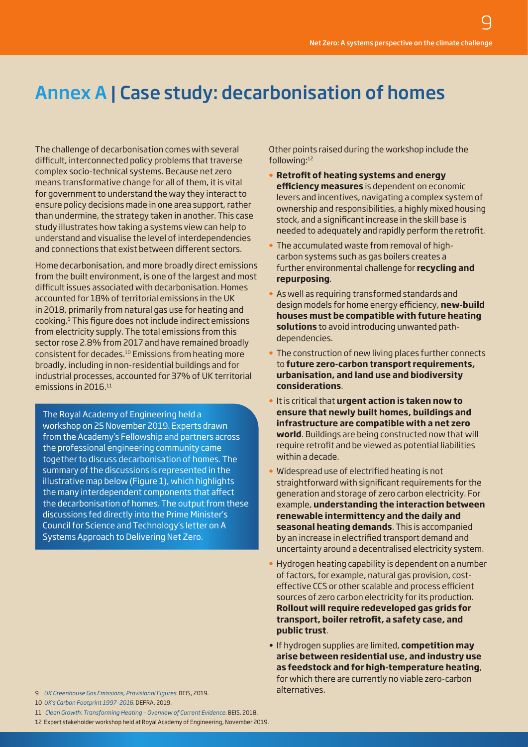# Annex A | Case study: decarbonisation of homes

The challenge of decarbonisation comes with several difficult, interconnected policy problems that traverse complex socio-technical systems. Because net zero means transformative change for all of them, it is vital for government to understand the way they interact to ensure policy decisions made in one area support, rather than undermine, the strategy taken in another. This case study illustrates how taking a systems view can help to understand and visualise the level of interdependencies and connections that exist between different sectors.

Home decarbonisation, and more broadly direct emissions from the built environment, is one of the largest and most difficult issues associated with decarbonisation. Homes accounted for 18% of territorial emissions in the UK in 2018, primarily from natural gas use for heating and cooking.[9] This figure does not include indirect emissions from electricity supply. The total emissions from this sector rose 2.8% from 2017 and have remained broadly consistent for decades.[10] Emissions from heating more broadly, including in non-residential buildings and for industrial processes, accounted for 37% of UK territorial emissions in 2016.[11]

The Royal Academy of Engineering held a workshop on 25 November 2019. Experts drawn from the Academy's Fellowship and partners across the professional engineering community came together to discuss decarbonisation of homes. The summary of the discussions is represented in the illustrative map below (Figure 1), which highlights the many interdependent components that affect the decarbonisation of homes. The output from these discussions fed directly into the Prime Minister's Council for Science and Technology's letter on A Systems Approach to Delivering Net Zero.

Other points raised during the workshop include the following:[12]

- **Retrofit of heating systems and energy efficiency measures** is dependent on economic levers and incentives, navigating a complex system of ownership and responsibilities, a highly mixed housing stock, and a significant increase in the skill base is needed to adequately and rapidly perform the retrofit.
- The accumulated waste from removal of high-carbon systems such as gas boilers creates a further environmental challenge for **recycling and repurposing**.
- As well as requiring transformed standards and design models for home energy efficiency, **new-build houses must be compatible with future heating solutions** to avoid introducing unwanted path-dependencies.
- The construction of new living places further connects to **future zero-carbon transport requirements, urbanisation, and land use and biodiversity considerations**.
- It is critical that **urgent action is taken now to ensure that newly built homes, buildings and infrastructure are compatible with a net zero world**. Buildings are being constructed now that will require retrofit and be viewed as potential liabilities within a decade.
- Widespread use of electrified heating is not straightforward with significant requirements for the generation and storage of zero carbon electricity. For example, **understanding the interaction between renewable intermittency and the daily and seasonal heating demands**. This is accompanied by an increase in electrified transport demand and uncertainty around a decentralised electricity system.
- Hydrogen heating capability is dependent on a number of factors, for example, natural gas provision, cost-effective CCS or other scalable and process efficient sources of zero carbon electricity for its production. **Rollout will require redeveloped gas grids for transport, boiler retrofit, a safety case, and public trust**.
- If hydrogen supplies are limited, **competition may arise between residential use, and industry use as feedstock and for high-temperature heating**, for which there are currently no viable zero-carbon alternatives.

9 *UK Greenhouse Gas Emissions, Provisional Figures*. BEIS, 2019.

10 *UK's Carbon Footprint 1997-2016*. DEFRA, 2019.

11 *Clean Growth: Transforming Heating - Overview of Current Evidence*. BEIS, 2018.

12 Expert stakeholder workshop held at Royal Academy of Engineering, November 2019.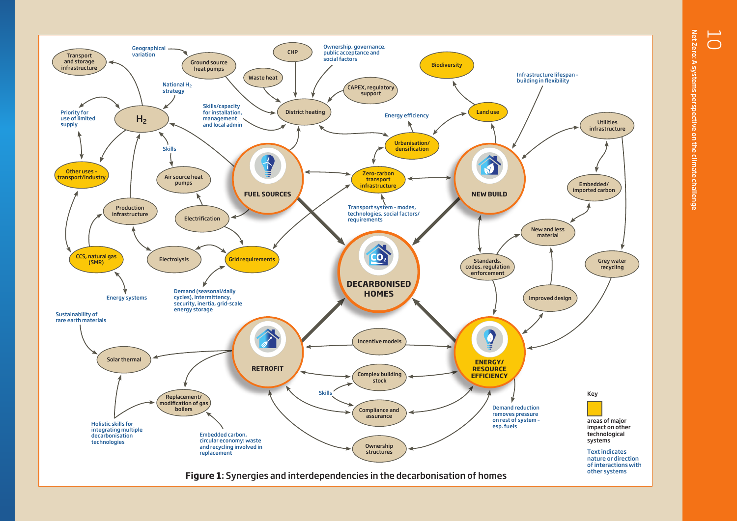DECARBONISED HOMES

FUEL SOURCES

NEW BUILD

RETROFIT

ENERGY/ RESOURCE EFFICIENCY

$H_2$

Transport and storage infrastructure

Geographical variation

Ground source heat pumps

CHP

Waste heat

Ownership, governance, public acceptance and social factors

CAPEX, regulatory support

Biodiversity

Infrastructure lifespan - building in flexibility

National $H_2$ strategy

Priority for use of limited supply

Skills/capacity for installation, management and local admin

District heating

Energy efficiency

Land use

Utilities infrastructure

Skills

Other uses - transport/industry

Air source heat pumps

Urbanisation/ densification

Zero-carbon transport infrastructure

Embedded/ imported carbon

Production infrastructure

Electrification

Transport system - modes, technologies, social factors/ requirements

New and less material

CCS, natural gas (SMR)

Electrolysis

Grid requirements

Standards, codes, regulation enforcement

Grey water recycling

Energy systems

Demand (seasonal/daily cycles), intermittency, security, inertia, grid-scale energy storage

Improved design

Sustainability of rare earth materials

Solar thermal

Incentive models

Complex building stock

Skills

Replacement/ modification of gas boilers

Compliance and assurance

Holistic skills for integrating multiple decarbonisation technologies

Embedded carbon, circular economy: waste and recycling involved in replacement

Demand reduction removes pressure on rest of system - esp. fuels

Ownership structures

**Key**

areas of major impact on other technological systems

Text indicates nature or direction of interactions with other systems

**Figure 1**: Synergies and interdependencies in the decarbonisation of homes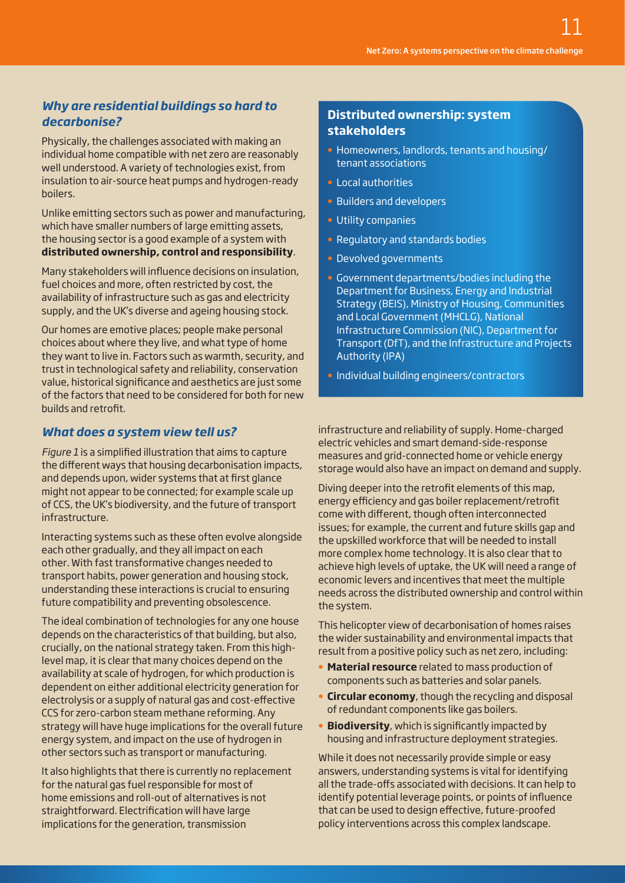### *Why are residential buildings so hard to decarbonise?*

Physically, the challenges associated with making an individual home compatible with net zero are reasonably well understood. A variety of technologies exist, from insulation to air-source heat pumps and hydrogen-ready boilers.

Unlike emitting sectors such as power and manufacturing, which have smaller numbers of large emitting assets, the housing sector is a good example of a system with **distributed ownership, control and responsibility**.

Many stakeholders will influence decisions on insulation, fuel choices and more, often restricted by cost, the availability of infrastructure such as gas and electricity supply, and the UK's diverse and ageing housing stock.

Our homes are emotive places; people make personal choices about where they live, and what type of home they want to live in. Factors such as warmth, security, and trust in technological safety and reliability, conservation value, historical significance and aesthetics are just some of the factors that need to be considered for both for new builds and retrofit.

### Distributed ownership: system stakeholders

- Homeowners, landlords, tenants and housing/tenant associations
- Local authorities
- Builders and developers
- Utility companies
- Regulatory and standards bodies
- Devolved governments
- Government departments/bodies including the Department for Business, Energy and Industrial Strategy (BEIS), Ministry of Housing, Communities and Local Government (MHCLG), National Infrastructure Commission (NIC), Department for Transport (DfT), and the Infrastructure and Projects Authority (IPA)
- Individual building engineers/contractors

### *What does a system view tell us?*

*Figure 1* is a simplified illustration that aims to capture the different ways that housing decarbonisation impacts, and depends upon, wider systems that at first glance might not appear to be connected; for example scale up of CCS, the UK's biodiversity, and the future of transport infrastructure.

Interacting systems such as these often evolve alongside each other gradually, and they all impact on each other. With fast transformative changes needed to transport habits, power generation and housing stock, understanding these interactions is crucial to ensuring future compatibility and preventing obsolescence.

The ideal combination of technologies for any one house depends on the characteristics of that building, but also, crucially, on the national strategy taken. From this high-level map, it is clear that many choices depend on the availability at scale of hydrogen, for which production is dependent on either additional electricity generation for electrolysis or a supply of natural gas and cost-effective CCS for zero-carbon steam methane reforming. Any strategy will have huge implications for the overall future energy system, and impact on the use of hydrogen in other sectors such as transport or manufacturing.

It also highlights that there is currently no replacement for the natural gas fuel responsible for most of home emissions and roll-out of alternatives is not straightforward. Electrification will have large implications for the generation, transmission infrastructure and reliability of supply. Home-charged electric vehicles and smart demand-side-response measures and grid-connected home or vehicle energy storage would also have an impact on demand and supply.

Diving deeper into the retrofit elements of this map, energy efficiency and gas boiler replacement/retrofit come with different, though often interconnected issues; for example, the current and future skills gap and the upskilled workforce that will be needed to install more complex home technology. It is also clear that to achieve high levels of uptake, the UK will need a range of economic levers and incentives that meet the multiple needs across the distributed ownership and control within the system.

This helicopter view of decarbonisation of homes raises the wider sustainability and environmental impacts that result from a positive policy such as net zero, including:

- **Material resource** related to mass production of components such as batteries and solar panels.
- **Circular economy**, though the recycling and disposal of redundant components like gas boilers.
- **Biodiversity**, which is significantly impacted by housing and infrastructure deployment strategies.

While it does not necessarily provide simple or easy answers, understanding systems is vital for identifying all the trade-offs associated with decisions. It can help to identify potential leverage points, or points of influence that can be used to design effective, future-proofed policy interventions across this complex landscape.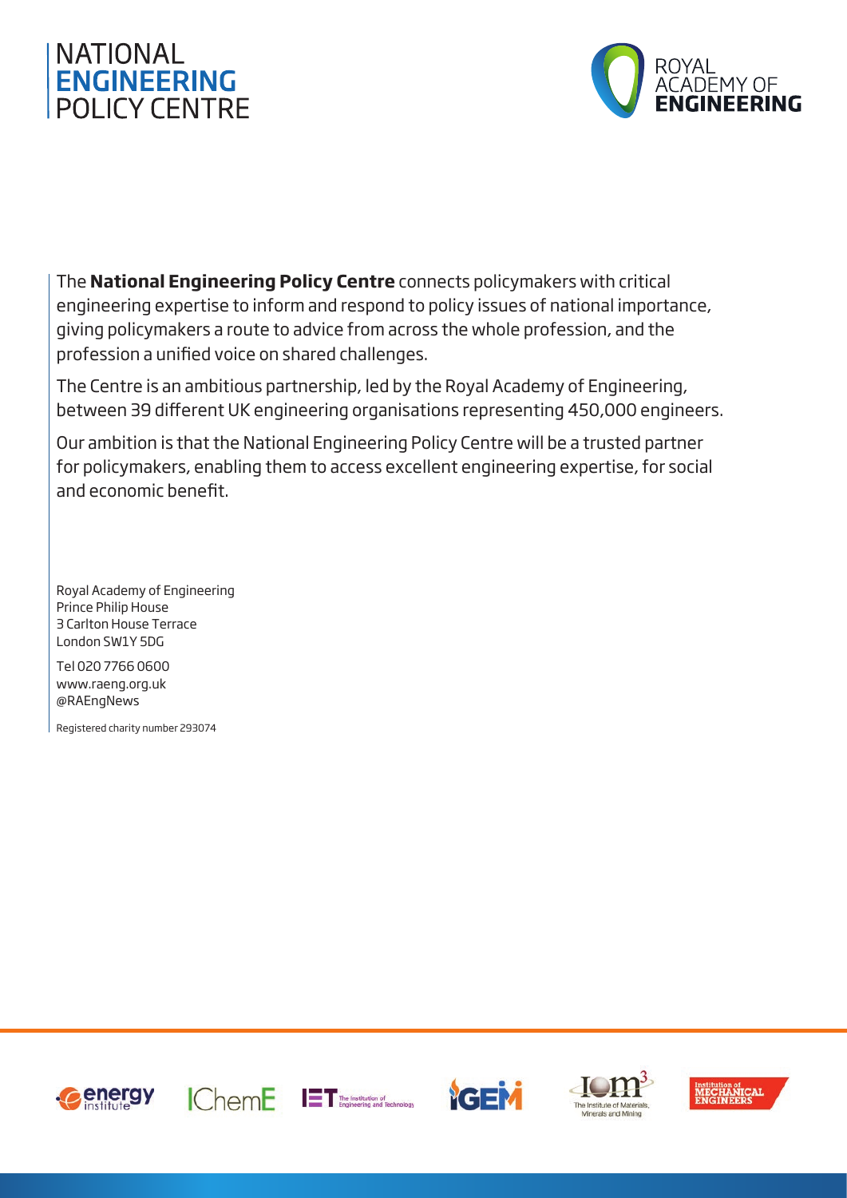NATIONAL
ENGINEERING
POLICY CENTRE

ROYAL
ACADEMY OF
ENGINEERING

The **National Engineering Policy Centre** connects policymakers with critical engineering expertise to inform and respond to policy issues of national importance, giving policymakers a route to advice from across the whole profession, and the profession a unified voice on shared challenges.

The Centre is an ambitious partnership, led by the Royal Academy of Engineering, between 39 different UK engineering organisations representing 450,000 engineers.

Our ambition is that the National Engineering Policy Centre will be a trusted partner for policymakers, enabling them to access excellent engineering expertise, for social and economic benefit.

Royal Academy of Engineering
Prince Philip House
3 Carlton House Terrace
London SW1Y 5DG

Tel 020 7766 0600
www.raeng.org.uk
@RAEngNews

Registered charity number 293074

energy institute | IChemE | IET The Institution of Engineering and Technology | IGEM | IOM3 The Institute of Materials, Minerals and Mining | Institution of MECHANICAL ENGINEERS